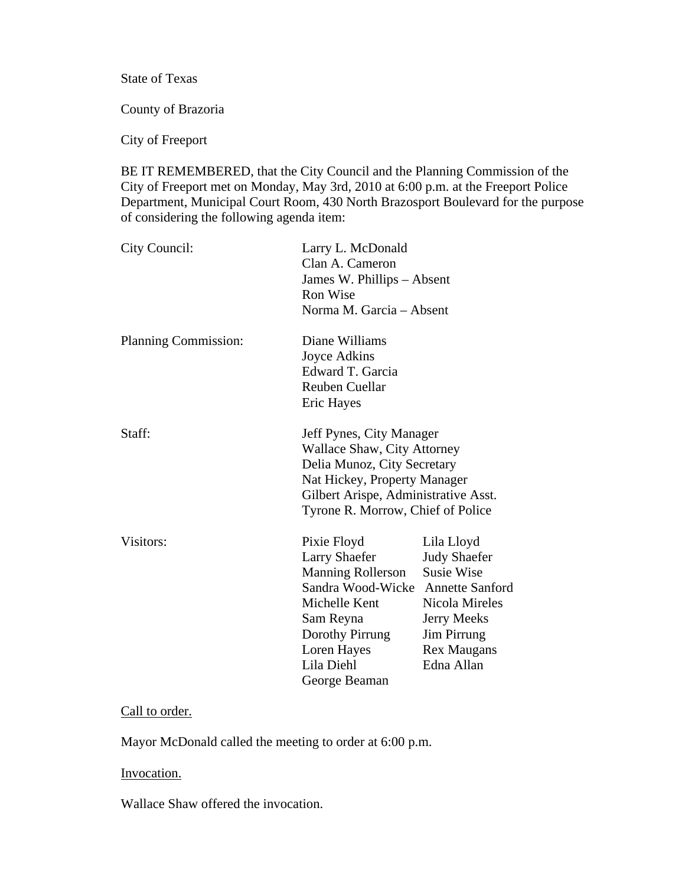State of Texas

County of Brazoria

City of Freeport

BE IT REMEMBERED, that the City Council and the Planning Commission of the City of Freeport met on Monday, May 3rd, 2010 at 6:00 p.m. at the Freeport Police Department, Municipal Court Room, 430 North Brazosport Boulevard for the purpose of considering the following agenda item:

| | | |
|---|---|---|
| City Council: | Larry L. McDonald | |
| | Clan A. Cameron | |
| | James W. Phillips – Absent | |
| | Ron Wise | |
| | Norma M. Garcia – Absent | |
| Planning Commission: | Diane Williams | |
| | Joyce Adkins | |
| | Edward T. Garcia | |
| | Reuben Cuellar | |
| | Eric Hayes | |
| Staff: | Jeff Pynes, City Manager | |
| | Wallace Shaw, City Attorney | |
| | Delia Munoz, City Secretary | |
| | Nat Hickey, Property Manager | |
| | Gilbert Arispe, Administrative Asst. | |
| | Tyrone R. Morrow, Chief of Police | |
| Visitors: | Pixie Floyd | Lila Lloyd |
| | Larry Shaefer | Judy Shaefer |
| | Manning Rollerson | Susie Wise |
| | Sandra Wood-Wicke | Annette Sanford |
| | Michelle Kent | Nicola Mireles |
| | Sam Reyna | Jerry Meeks |
| | Dorothy Pirrung | Jim Pirrung |
| | Loren Hayes | Rex Maugans |
| | Lila Diehl | Edna Allan |
| | George Beaman | |

Call to order.

Mayor McDonald called the meeting to order at 6:00 p.m.

Invocation.

Wallace Shaw offered the invocation.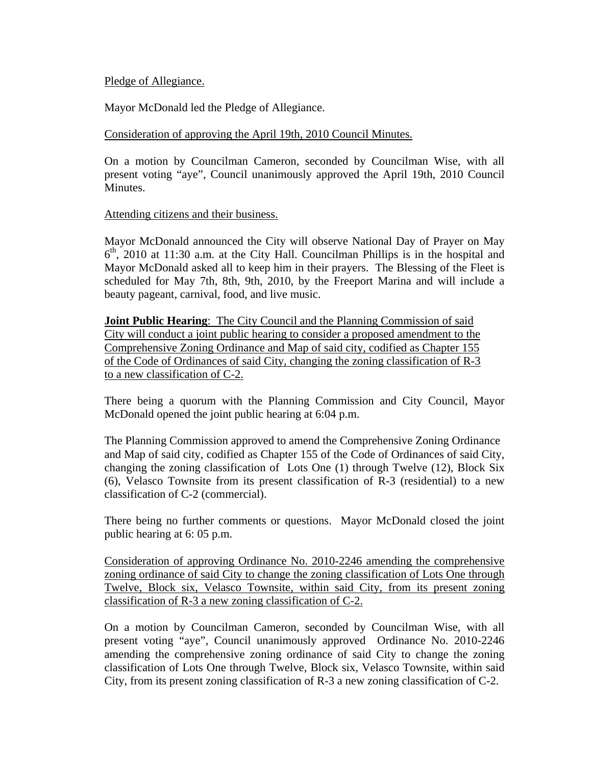Pledge of Allegiance.

Mayor McDonald led the Pledge of Allegiance.

Consideration of approving the April 19th, 2010 Council Minutes.

On a motion by Councilman Cameron, seconded by Councilman Wise, with all present voting "aye", Council unanimously approved the April 19th, 2010 Council Minutes.

Attending citizens and their business.

Mayor McDonald announced the City will observe National Day of Prayer on May 6th, 2010 at 11:30 a.m. at the City Hall. Councilman Phillips is in the hospital and Mayor McDonald asked all to keep him in their prayers. The Blessing of the Fleet is scheduled for May 7th, 8th, 9th, 2010, by the Freeport Marina and will include a beauty pageant, carnival, food, and live music.

**Joint Public Hearing**: The City Council and the Planning Commission of said City will conduct a joint public hearing to consider a proposed amendment to the Comprehensive Zoning Ordinance and Map of said city, codified as Chapter 155 of the Code of Ordinances of said City, changing the zoning classification of R-3 to a new classification of C-2.

There being a quorum with the Planning Commission and City Council, Mayor McDonald opened the joint public hearing at 6:04 p.m.

The Planning Commission approved to amend the Comprehensive Zoning Ordinance and Map of said city, codified as Chapter 155 of the Code of Ordinances of said City, changing the zoning classification of Lots One (1) through Twelve (12), Block Six (6), Velasco Townsite from its present classification of R-3 (residential) to a new classification of C-2 (commercial).

There being no further comments or questions. Mayor McDonald closed the joint public hearing at 6: 05 p.m.

Consideration of approving Ordinance No. 2010-2246 amending the comprehensive zoning ordinance of said City to change the zoning classification of Lots One through Twelve, Block six, Velasco Townsite, within said City, from its present zoning classification of R-3 a new zoning classification of C-2.

On a motion by Councilman Cameron, seconded by Councilman Wise, with all present voting "aye", Council unanimously approved Ordinance No. 2010-2246 amending the comprehensive zoning ordinance of said City to change the zoning classification of Lots One through Twelve, Block six, Velasco Townsite, within said City, from its present zoning classification of R-3 a new zoning classification of C-2.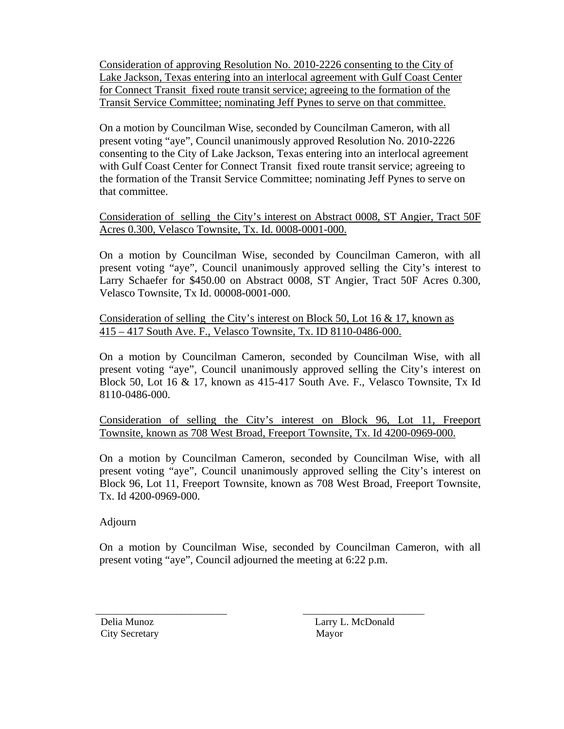Consideration of approving Resolution No. 2010-2226 consenting to the City of Lake Jackson, Texas entering into an interlocal agreement with Gulf Coast Center for Connect Transit fixed route transit service; agreeing to the formation of the Transit Service Committee; nominating Jeff Pynes to serve on that committee.

On a motion by Councilman Wise, seconded by Councilman Cameron, with all present voting "aye", Council unanimously approved Resolution No. 2010-2226 consenting to the City of Lake Jackson, Texas entering into an interlocal agreement with Gulf Coast Center for Connect Transit fixed route transit service; agreeing to the formation of the Transit Service Committee; nominating Jeff Pynes to serve on that committee.

Consideration of selling the City's interest on Abstract 0008, ST Angier, Tract 50F Acres 0.300, Velasco Townsite, Tx. Id. 0008-0001-000.

On a motion by Councilman Wise, seconded by Councilman Cameron, with all present voting "aye", Council unanimously approved selling the City's interest to Larry Schaefer for $450.00 on Abstract 0008, ST Angier, Tract 50F Acres 0.300, Velasco Townsite, Tx Id. 00008-0001-000.

Consideration of selling the City's interest on Block 50, Lot 16 & 17, known as 415 – 417 South Ave. F., Velasco Townsite, Tx. ID 8110-0486-000.

On a motion by Councilman Cameron, seconded by Councilman Wise, with all present voting "aye", Council unanimously approved selling the City's interest on Block 50, Lot 16 & 17, known as 415-417 South Ave. F., Velasco Townsite, Tx Id 8110-0486-000.

Consideration of selling the City's interest on Block 96, Lot 11, Freeport Townsite, known as 708 West Broad, Freeport Townsite, Tx. Id 4200-0969-000.

On a motion by Councilman Cameron, seconded by Councilman Wise, with all present voting "aye", Council unanimously approved selling the City's interest on Block 96, Lot 11, Freeport Townsite, known as 708 West Broad, Freeport Townsite, Tx. Id 4200-0969-000.

Adjourn

On a motion by Councilman Wise, seconded by Councilman Cameron, with all present voting "aye", Council adjourned the meeting at 6:22 p.m.

| | |
|---|---|
| \_\_\_\_\_\_\_\_\_\_\_\_\_\_\_\_\_\_\_\_\_\_\_\_\_\_ | \_\_\_\_\_\_\_\_\_\_\_\_\_\_\_\_\_\_\_\_\_\_\_\_\_\_ |
| Delia Munoz | Larry L. McDonald |
| City Secretary | Mayor |